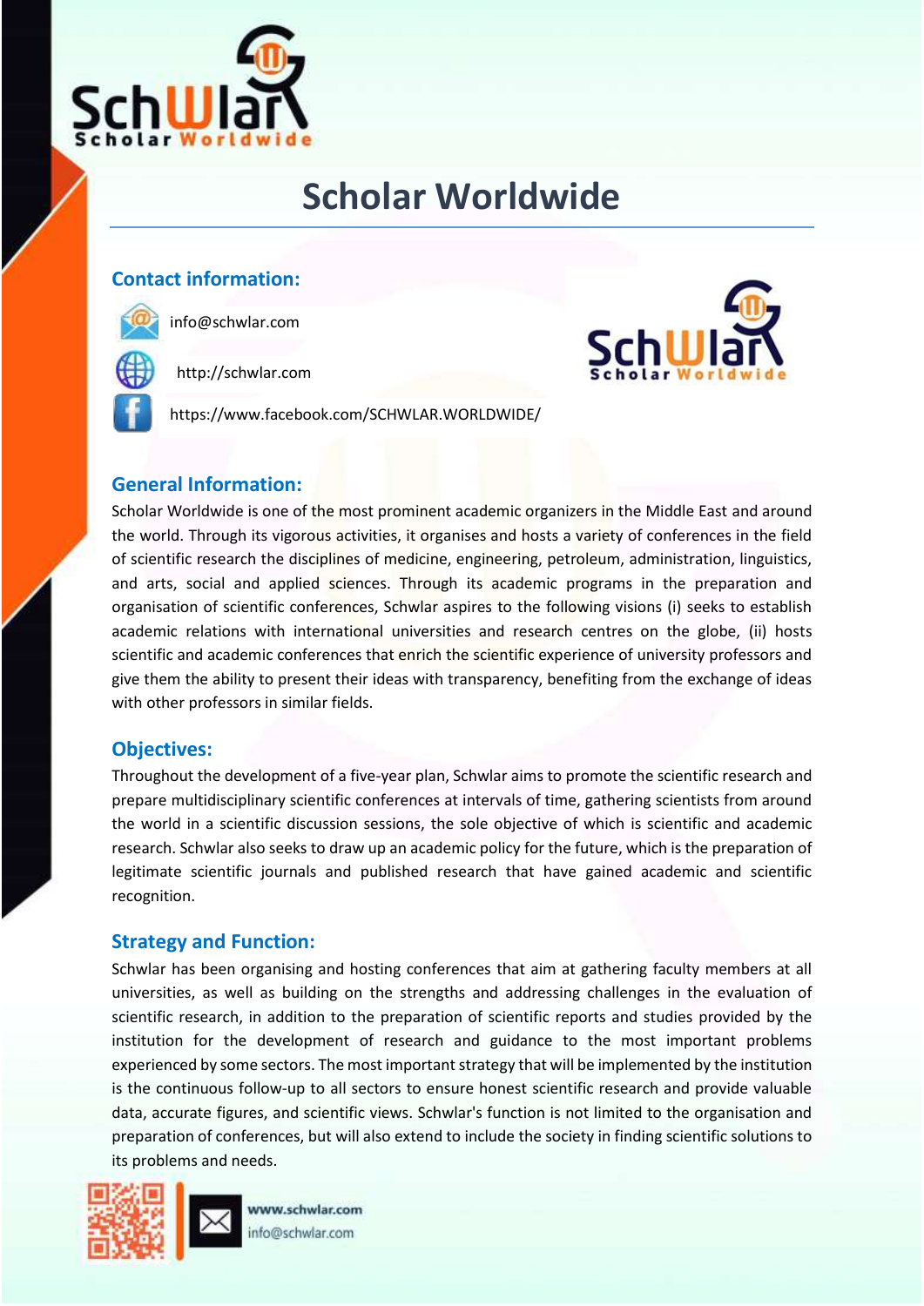# Scholar Worldwide

## Contact information:

info@schwlar.com

http://schwlar.com

https://www.facebook.com/SCHWLAR.WORLDWIDE/

## General Information:

Scholar Worldwide is one of the most prominent academic organizers in the Middle East and around the world. Through its vigorous activities, it organises and hosts a variety of conferences in the field of scientific research the disciplines of medicine, engineering, petroleum, administration, linguistics, and arts, social and applied sciences. Through its academic programs in the preparation and organisation of scientific conferences, Schwlar aspires to the following visions (i) seeks to establish academic relations with international universities and research centres on the globe, (ii) hosts scientific and academic conferences that enrich the scientific experience of university professors and give them the ability to present their ideas with transparency, benefiting from the exchange of ideas with other professors in similar fields.

## Objectives:

Throughout the development of a five-year plan, Schwlar aims to promote the scientific research and prepare multidisciplinary scientific conferences at intervals of time, gathering scientists from around the world in a scientific discussion sessions, the sole objective of which is scientific and academic research. Schwlar also seeks to draw up an academic policy for the future, which is the preparation of legitimate scientific journals and published research that have gained academic and scientific recognition.

## Strategy and Function:

Schwlar has been organising and hosting conferences that aim at gathering faculty members at all universities, as well as building on the strengths and addressing challenges in the evaluation of scientific research, in addition to the preparation of scientific reports and studies provided by the institution for the development of research and guidance to the most important problems experienced by some sectors. The most important strategy that will be implemented by the institution is the continuous follow-up to all sectors to ensure honest scientific research and provide valuable data, accurate figures, and scientific views. Schwlar's function is not limited to the organisation and preparation of conferences, but will also extend to include the society in finding scientific solutions to its problems and needs.

www.schwlar.com
info@schwlar.com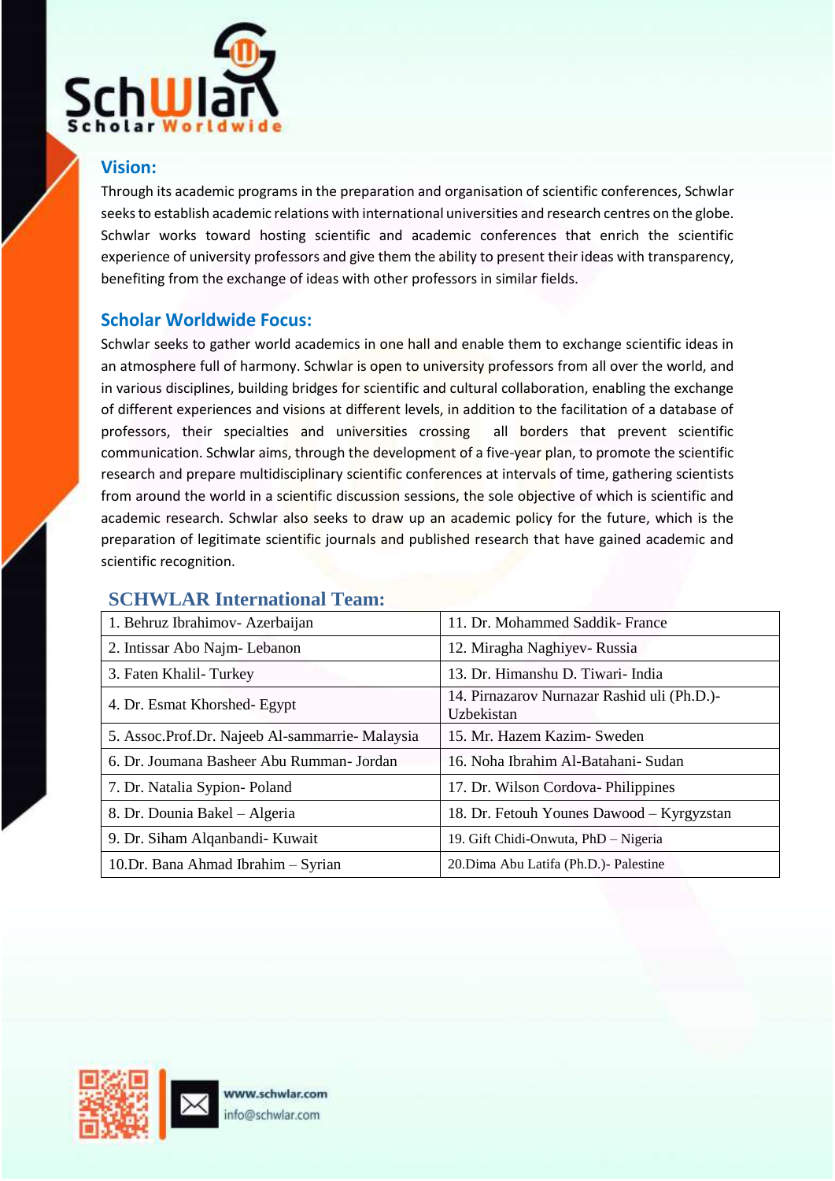## Vision:

Through its academic programs in the preparation and organisation of scientific conferences, Schwlar seeks to establish academic relations with international universities and research centres on the globe. Schwlar works toward hosting scientific and academic conferences that enrich the scientific experience of university professors and give them the ability to present their ideas with transparency, benefiting from the exchange of ideas with other professors in similar fields.

## Scholar Worldwide Focus:

Schwlar seeks to gather world academics in one hall and enable them to exchange scientific ideas in an atmosphere full of harmony. Schwlar is open to university professors from all over the world, and in various disciplines, building bridges for scientific and cultural collaboration, enabling the exchange of different experiences and visions at different levels, in addition to the facilitation of a database of professors, their specialties and universities crossing all borders that prevent scientific communication. Schwlar aims, through the development of a five-year plan, to promote the scientific research and prepare multidisciplinary scientific conferences at intervals of time, gathering scientists from around the world in a scientific discussion sessions, the sole objective of which is scientific and academic research. Schwlar also seeks to draw up an academic policy for the future, which is the preparation of legitimate scientific journals and published research that have gained academic and scientific recognition.

## SCHWLAR International Team:

| | |
|---|---|
| 1. Behruz Ibrahimov- Azerbaijan | 11. Dr. Mohammed Saddik- France |
| 2. Intissar Abo Najm- Lebanon | 12. Miragha Naghiyev- Russia |
| 3. Faten Khalil- Turkey | 13. Dr. Himanshu D. Tiwari- India |
| 4. Dr. Esmat Khorshed- Egypt | 14. Pirnazarov Nurnazar Rashid uli (Ph.D.)- Uzbekistan |
| 5. Assoc.Prof.Dr. Najeeb Al-sammarrie- Malaysia | 15. Mr. Hazem Kazim- Sweden |
| 6. Dr. Joumana Basheer Abu Rumman- Jordan | 16. Noha Ibrahim Al-Batahani- Sudan |
| 7. Dr. Natalia Sypion- Poland | 17. Dr. Wilson Cordova- Philippines |
| 8. Dr. Dounia Bakel – Algeria | 18. Dr. Fetouh Younes Dawood – Kyrgyzstan |
| 9. Dr. Siham Alqanbandi- Kuwait | 19. Gift Chidi-Onwuta, PhD – Nigeria |
| 10.Dr. Bana Ahmad Ibrahim – Syrian | 20.Dima Abu Latifa (Ph.D.)- Palestine |

www.schwlar.com
info@schwlar.com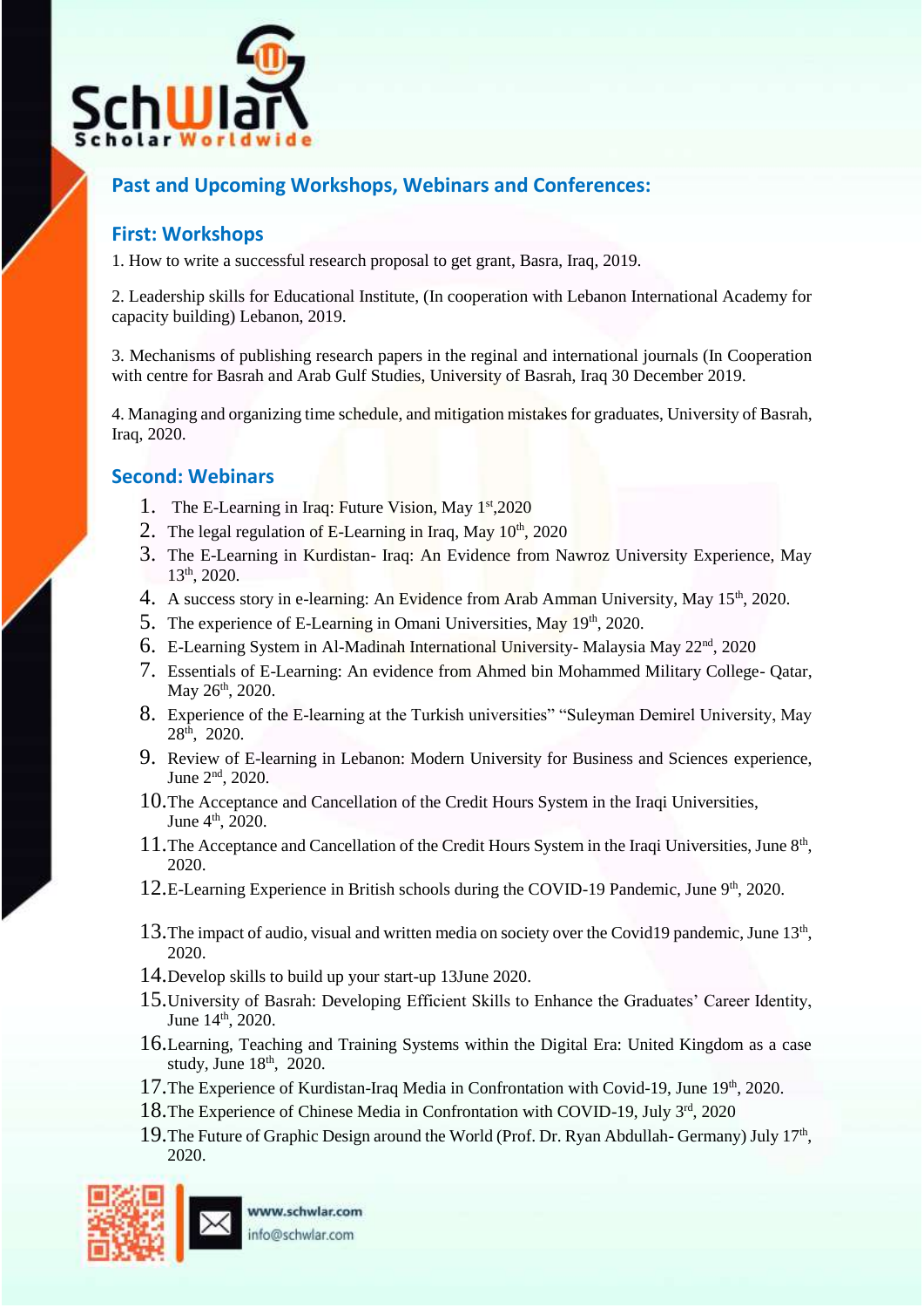## Past and Upcoming Workshops, Webinars and Conferences:

### First: Workshops

1. How to write a successful research proposal to get grant, Basra, Iraq, 2019.

2. Leadership skills for Educational Institute, (In cooperation with Lebanon International Academy for capacity building) Lebanon, 2019.

3. Mechanisms of publishing research papers in the reginal and international journals (In Cooperation with centre for Basrah and Arab Gulf Studies, University of Basrah, Iraq 30 December 2019.

4. Managing and organizing time schedule, and mitigation mistakes for graduates, University of Basrah, Iraq, 2020.

### Second: Webinars

1. The E-Learning in Iraq: Future Vision, May 1st,2020
2. The legal regulation of E-Learning in Iraq, May 10th, 2020
3. The E-Learning in Kurdistan- Iraq: An Evidence from Nawroz University Experience, May 13th, 2020.
4. A success story in e-learning: An Evidence from Arab Amman University, May 15th, 2020.
5. The experience of E-Learning in Omani Universities, May 19th, 2020.
6. E-Learning System in Al-Madinah International University- Malaysia May 22nd, 2020
7. Essentials of E-Learning: An evidence from Ahmed bin Mohammed Military College- Qatar, May 26th, 2020.
8. Experience of the E-learning at the Turkish universities" "Suleyman Demirel University, May 28th, 2020.
9. Review of E-learning in Lebanon: Modern University for Business and Sciences experience, June 2nd, 2020.
10. The Acceptance and Cancellation of the Credit Hours System in the Iraqi Universities, June 4th, 2020.
11. The Acceptance and Cancellation of the Credit Hours System in the Iraqi Universities, June 8th, 2020.
12. E-Learning Experience in British schools during the COVID-19 Pandemic, June 9th, 2020.
13. The impact of audio, visual and written media on society over the Covid19 pandemic, June 13th, 2020.
14. Develop skills to build up your start-up 13June 2020.
15. University of Basrah: Developing Efficient Skills to Enhance the Graduates' Career Identity, June 14th, 2020.
16. Learning, Teaching and Training Systems within the Digital Era: United Kingdom as a case study, June 18th, 2020.
17. The Experience of Kurdistan-Iraq Media in Confrontation with Covid-19, June 19th, 2020.
18. The Experience of Chinese Media in Confrontation with COVID-19, July 3rd, 2020
19. The Future of Graphic Design around the World (Prof. Dr. Ryan Abdullah- Germany) July 17th, 2020.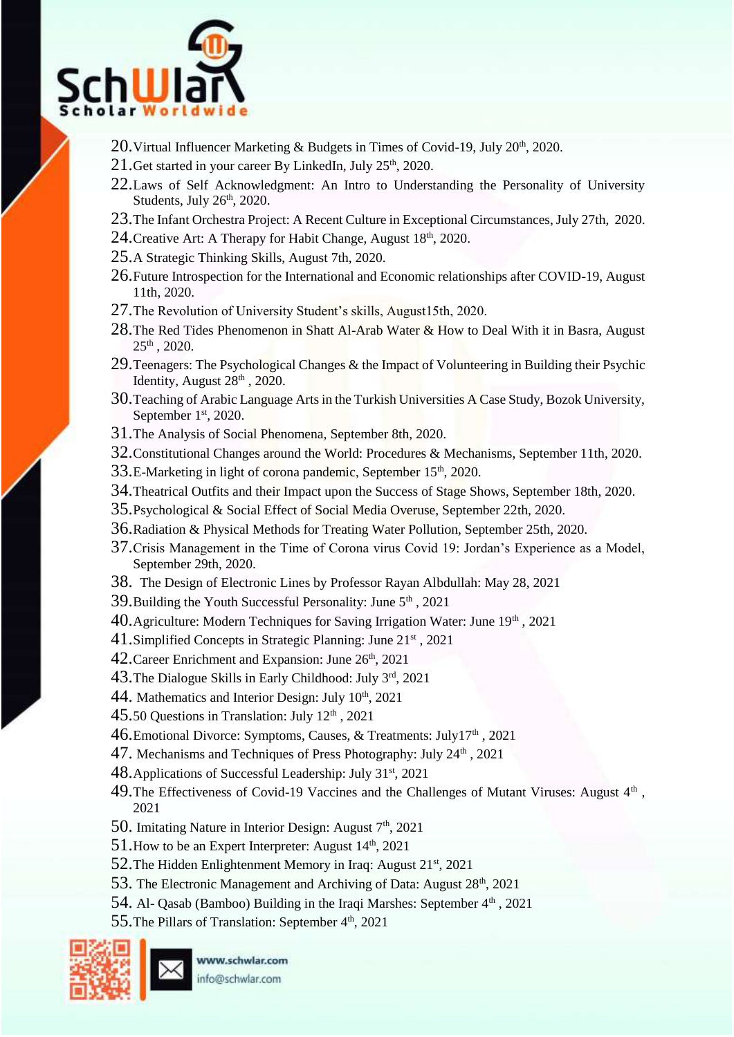20. Virtual Influencer Marketing & Budgets in Times of Covid-19, July 20th, 2020.
21. Get started in your career By LinkedIn, July 25th, 2020.
22. Laws of Self Acknowledgment: An Intro to Understanding the Personality of University Students, July 26th, 2020.
23. The Infant Orchestra Project: A Recent Culture in Exceptional Circumstances, July 27th, 2020.
24. Creative Art: A Therapy for Habit Change, August 18th, 2020.
25. A Strategic Thinking Skills, August 7th, 2020.
26. Future Introspection for the International and Economic relationships after COVID-19, August 11th, 2020.
27. The Revolution of University Student's skills, August15th, 2020.
28. The Red Tides Phenomenon in Shatt Al-Arab Water & How to Deal With it in Basra, August 25th , 2020.
29. Teenagers: The Psychological Changes & the Impact of Volunteering in Building their Psychic Identity, August 28th , 2020.
30. Teaching of Arabic Language Arts in the Turkish Universities A Case Study, Bozok University, September 1st, 2020.
31. The Analysis of Social Phenomena, September 8th, 2020.
32. Constitutional Changes around the World: Procedures & Mechanisms, September 11th, 2020.
33. E-Marketing in light of corona pandemic, September 15th, 2020.
34. Theatrical Outfits and their Impact upon the Success of Stage Shows, September 18th, 2020.
35. Psychological & Social Effect of Social Media Overuse, September 22th, 2020.
36. Radiation & Physical Methods for Treating Water Pollution, September 25th, 2020.
37. Crisis Management in the Time of Corona virus Covid 19: Jordan's Experience as a Model, September 29th, 2020.
38. The Design of Electronic Lines by Professor Rayan Albdullah: May 28, 2021
39. Building the Youth Successful Personality: June 5th , 2021
40. Agriculture: Modern Techniques for Saving Irrigation Water: June 19th , 2021
41. Simplified Concepts in Strategic Planning: June 21st , 2021
42. Career Enrichment and Expansion: June 26th, 2021
43. The Dialogue Skills in Early Childhood: July 3rd, 2021
44. Mathematics and Interior Design: July 10th, 2021
45. 50 Questions in Translation: July 12th , 2021
46. Emotional Divorce: Symptoms, Causes, & Treatments: July17th , 2021
47. Mechanisms and Techniques of Press Photography: July 24th , 2021
48. Applications of Successful Leadership: July 31st, 2021
49. The Effectiveness of Covid-19 Vaccines and the Challenges of Mutant Viruses: August 4th , 2021
50. Imitating Nature in Interior Design: August 7th, 2021
51. How to be an Expert Interpreter: August 14th, 2021
52. The Hidden Enlightenment Memory in Iraq: August 21st, 2021
53. The Electronic Management and Archiving of Data: August 28th, 2021
54. Al- Qasab (Bamboo) Building in the Iraqi Marshes: September 4th , 2021
55. The Pillars of Translation: September 4th, 2021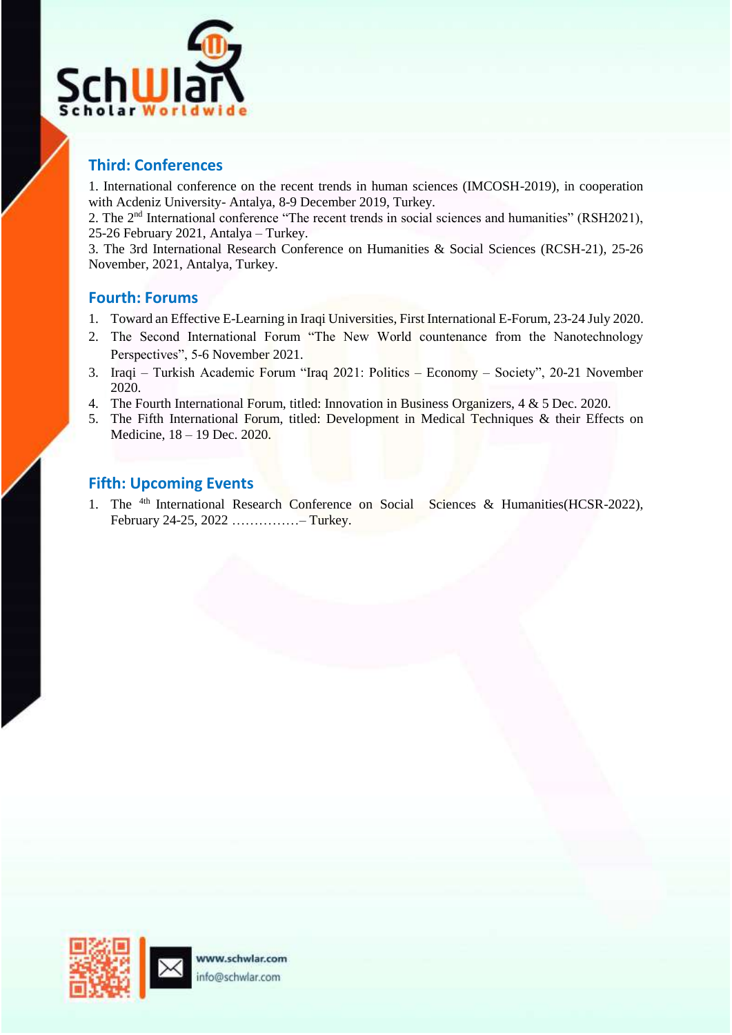## Third: Conferences

1. International conference on the recent trends in human sciences (IMCOSH-2019), in cooperation with Acdeniz University- Antalya, 8-9 December 2019, Turkey.
2. The 2nd International conference "The recent trends in social sciences and humanities" (RSH2021), 25-26 February 2021, Antalya – Turkey.
3. The 3rd International Research Conference on Humanities & Social Sciences (RCSH-21), 25-26 November, 2021, Antalya, Turkey.

## Fourth: Forums

1. Toward an Effective E-Learning in Iraqi Universities, First International E-Forum, 23-24 July 2020.
2. The Second International Forum "The New World countenance from the Nanotechnology Perspectives", 5-6 November 2021.
3. Iraqi – Turkish Academic Forum "Iraq 2021: Politics – Economy – Society", 20-21 November 2020.
4. The Fourth International Forum, titled: Innovation in Business Organizers, 4 & 5 Dec. 2020.
5. The Fifth International Forum, titled: Development in Medical Techniques & their Effects on Medicine, 18 – 19 Dec. 2020.

## Fifth: Upcoming Events

1. The 4th International Research Conference on Social Sciences & Humanities(HCSR-2022), February 24-25, 2022 ……………– Turkey.